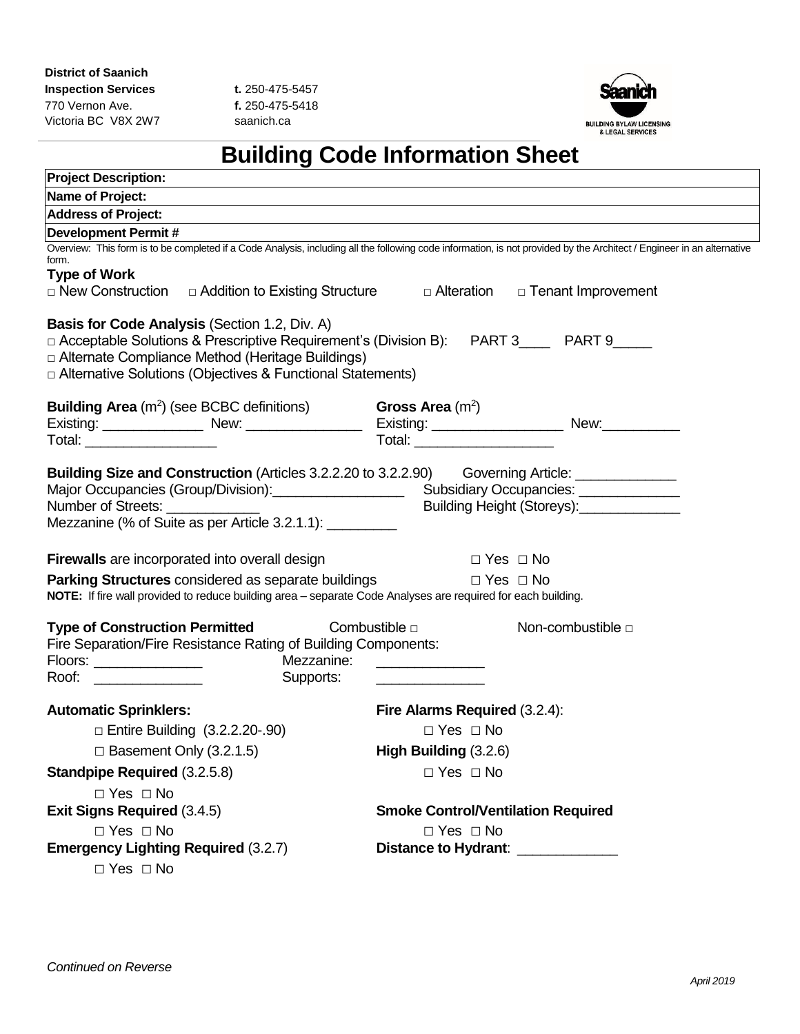**District of Saanich**
**Inspection Services**
770 Vernon Ave.
Victoria BC V8X 2W7

**t.** 250-475-5457
**f.** 250-475-5418
saanich.ca

# Building Code Information Sheet

| **Project Description:** |
|---|
| **Name of Project:** |
| **Address of Project:** |
| **Development Permit #** |

Overview: This form is to be completed if a Code Analysis, including all the following code information, is not provided by the Architect / Engineer in an alternative form.

**Type of Work**

□ New Construction □ Addition to Existing Structure □ Alteration □ Tenant Improvement

**Basis for Code Analysis** (Section 1.2, Div. A)

□ Acceptable Solutions & Prescriptive Requirement's (Division B): PART 3____ PART 9_____
□ Alternate Compliance Method (Heritage Buildings)
□ Alternative Solutions (Objectives & Functional Statements)

**Building Area** ($m^2$) (see BCBC definitions)
Existing: _____________ New: _______________
Total: _________________

**Gross Area** ($m^2$)
Existing: _________________ New:__________
Total: __________________

**Building Size and Construction** (Articles 3.2.2.20 to 3.2.2.90) Governing Article: _____________
Major Occupancies (Group/Division):_________________ Subsidiary Occupancies: _____________
Number of Streets: ____________ Building Height (Storeys):_____________
Mezzanine (% of Suite as per Article 3.2.1.1): _________

**Firewalls** are incorporated into overall design □ Yes □ No

**Parking Structures** considered as separate buildings □ Yes □ No

**NOTE:** If fire wall provided to reduce building area – separate Code Analyses are required for each building.

**Type of Construction Permitted** Combustible □ Non-combustible □

Fire Separation/Fire Resistance Rating of Building Components:
Floors: ______________ Mezzanine: ______________
Roof: ______________ Supports: ______________

**Automatic Sprinklers:**
□ Entire Building (3.2.2.20-.90)
□ Basement Only (3.2.1.5)

**Fire Alarms Required** (3.2.4):
□ Yes □ No

**High Building** (3.2.6)
□ Yes □ No

**Standpipe Required** (3.2.5.8)
□ Yes □ No

**Exit Signs Required** (3.4.5)
□ Yes □ No

**Smoke Control/Ventilation Required**
□ Yes □ No

**Emergency Lighting Required** (3.2.7)
□ Yes □ No

**Distance to Hydrant**: _____________

*Continued on Reverse*

*April 2019*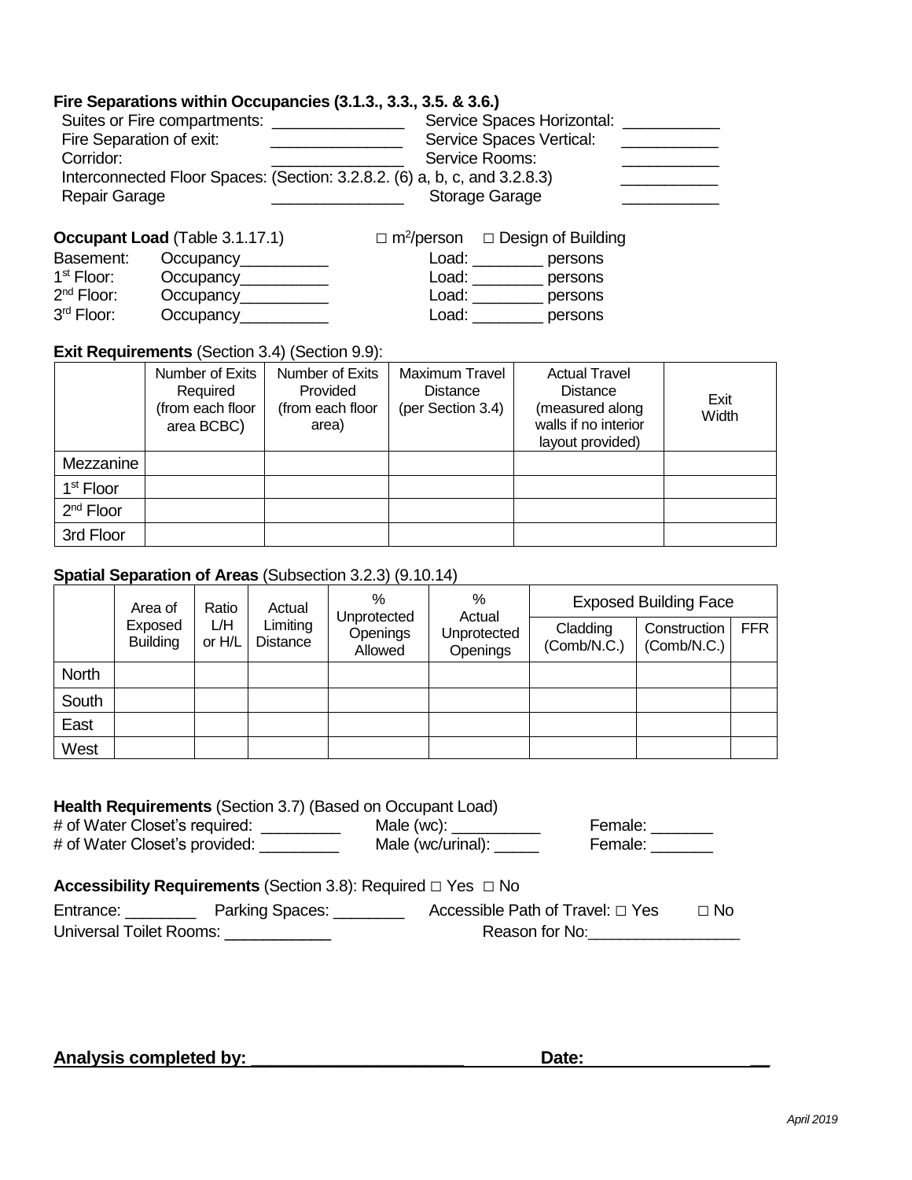**Fire Separations within Occupancies (3.1.3., 3.3., 3.5. & 3.6.)**

Suites or Fire compartments: _______________ Service Spaces Horizontal: ___________

Fire Separation of exit: _______________ Service Spaces Vertical: ___________

Corridor: _______________ Service Rooms: ___________

Interconnected Floor Spaces: (Section: 3.2.8.2. (6) a, b, c, and 3.2.8.3) ___________

Repair Garage _______________ Storage Garage ___________

**Occupant Load** (Table 3.1.17.1) □ $m^2$/person □ Design of Building

Basement: Occupancy__________ Load: ________ persons

1st Floor: Occupancy__________ Load: ________ persons

2nd Floor: Occupancy__________ Load: ________ persons

3rd Floor: Occupancy__________ Load: ________ persons

**Exit Requirements** (Section 3.4) (Section 9.9):

| | Number of Exits Required (from each floor area BCBC) | Number of Exits Provided (from each floor area) | Maximum Travel Distance (per Section 3.4) | Actual Travel Distance (measured along walls if no interior layout provided) | Exit Width |
|---|---|---|---|---|---|
| Mezzanine | | | | | |
| 1st Floor | | | | | |
| 2nd Floor | | | | | |
| 3rd Floor | | | | | |

**Spatial Separation of Areas** (Subsection 3.2.3) (9.10.14)

| | Area of Exposed Building | Ratio L/H or H/L | Actual Limiting Distance | % Unprotected Openings Allowed | % Actual Unprotected Openings | Exposed Building Face | | |
|---|---|---|---|---|---|---|---|---|
| | | | | | | Cladding (Comb/N.C.) | Construction (Comb/N.C.) | FFR |
| North | | | | | | | | |
| South | | | | | | | | |
| East | | | | | | | | |
| West | | | | | | | | |

**Health Requirements** (Section 3.7) (Based on Occupant Load)

# of Water Closet's required: _________ Male (wc): __________ Female: _______

# of Water Closet's provided: _________ Male (wc/urinal): _____ Female: _______

**Accessibility Requirements** (Section 3.8): Required □ Yes □ No

Entrance: ________ Parking Spaces: ________ Accessible Path of Travel: □ Yes □ No

Universal Toilet Rooms: ____________ Reason for No:_________________

**Analysis completed by: ______________________ Date: __________________**

*April 2019*